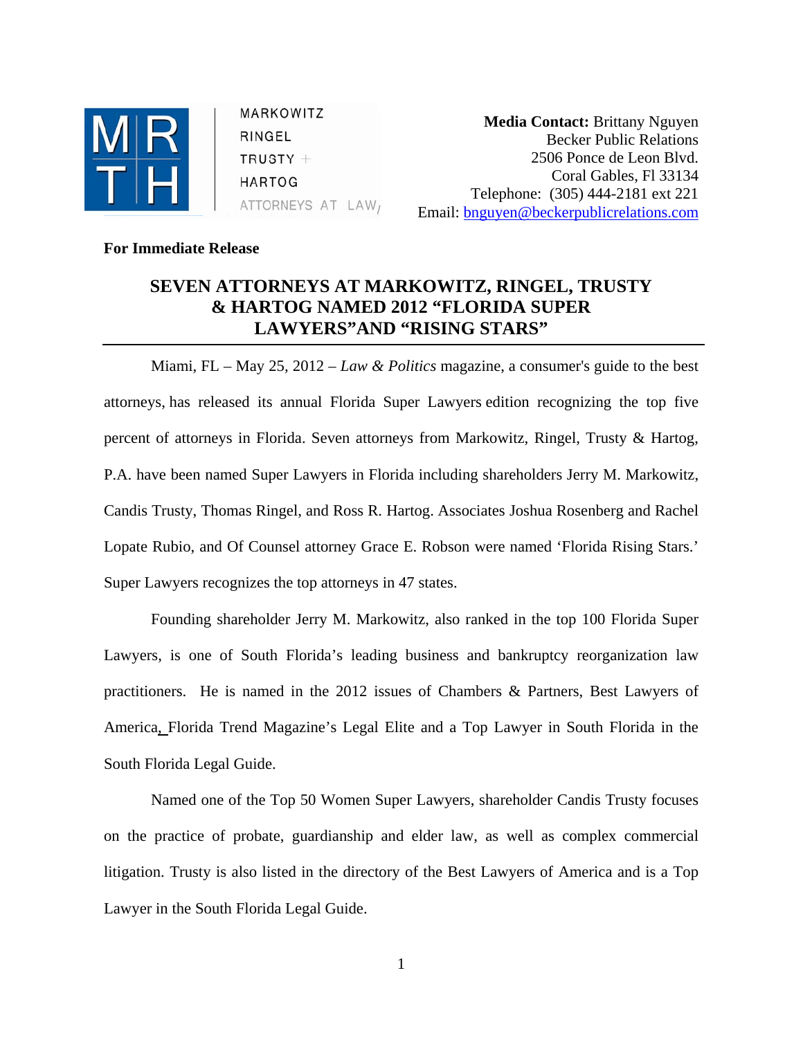MARKOWITZ
RINGEL
TRUSTY +
HARTOG
ATTORNEYS AT LAW

**Media Contact:** Brittany Nguyen
Becker Public Relations
2506 Ponce de Leon Blvd.
Coral Gables, Fl 33134
Telephone: (305) 444-2181 ext 221
Email: bnguyen@beckerpublicrelations.com

**For Immediate Release**

# SEVEN ATTORNEYS AT MARKOWITZ, RINGEL, TRUSTY & HARTOG NAMED 2012 "FLORIDA SUPER LAWYERS"AND "RISING STARS"

Miami, FL – May 25, 2012 – *Law & Politics* magazine, a consumer's guide to the best attorneys, has released its annual Florida Super Lawyers edition recognizing the top five percent of attorneys in Florida. Seven attorneys from Markowitz, Ringel, Trusty & Hartog, P.A. have been named Super Lawyers in Florida including shareholders Jerry M. Markowitz, Candis Trusty, Thomas Ringel, and Ross R. Hartog. Associates Joshua Rosenberg and Rachel Lopate Rubio, and Of Counsel attorney Grace E. Robson were named 'Florida Rising Stars.' Super Lawyers recognizes the top attorneys in 47 states.

Founding shareholder Jerry M. Markowitz, also ranked in the top 100 Florida Super Lawyers, is one of South Florida's leading business and bankruptcy reorganization law practitioners. He is named in the 2012 issues of Chambers & Partners, Best Lawyers of America, Florida Trend Magazine's Legal Elite and a Top Lawyer in South Florida in the South Florida Legal Guide.

Named one of the Top 50 Women Super Lawyers, shareholder Candis Trusty focuses on the practice of probate, guardianship and elder law, as well as complex commercial litigation. Trusty is also listed in the directory of the Best Lawyers of America and is a Top Lawyer in the South Florida Legal Guide.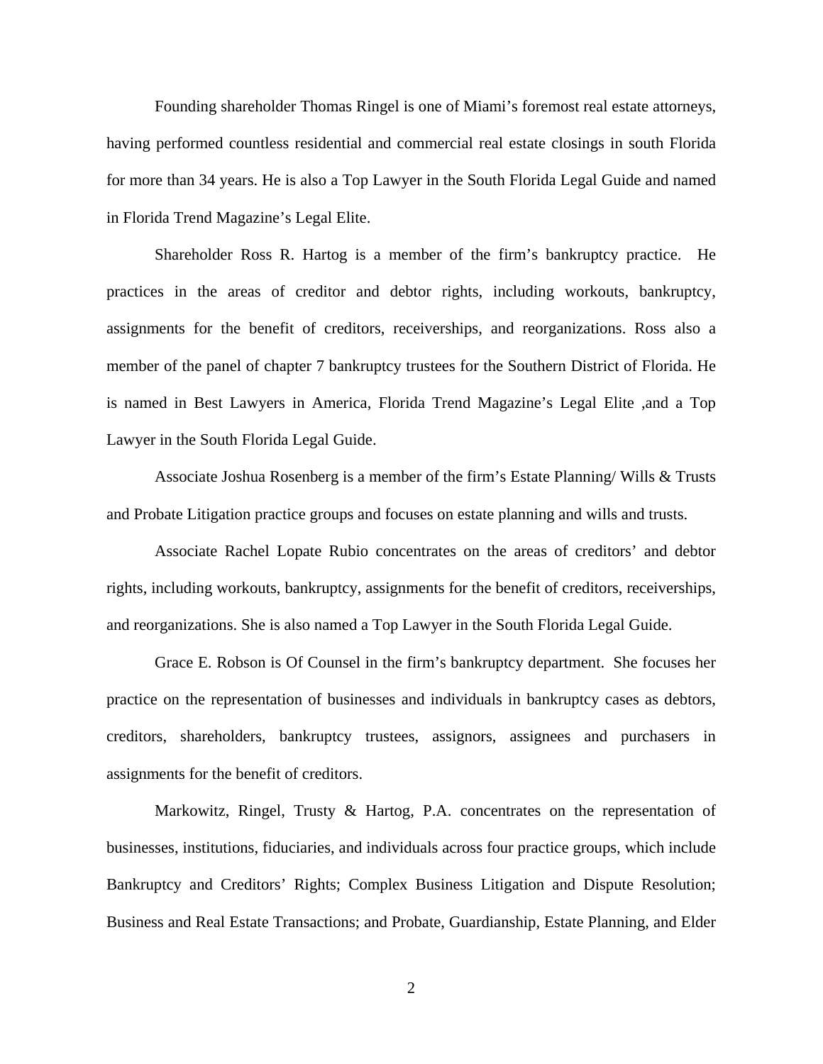Founding shareholder Thomas Ringel is one of Miami's foremost real estate attorneys, having performed countless residential and commercial real estate closings in south Florida for more than 34 years. He is also a Top Lawyer in the South Florida Legal Guide and named in Florida Trend Magazine's Legal Elite.

Shareholder Ross R. Hartog is a member of the firm's bankruptcy practice. He practices in the areas of creditor and debtor rights, including workouts, bankruptcy, assignments for the benefit of creditors, receiverships, and reorganizations. Ross also a member of the panel of chapter 7 bankruptcy trustees for the Southern District of Florida. He is named in Best Lawyers in America, Florida Trend Magazine's Legal Elite ,and a Top Lawyer in the South Florida Legal Guide.

Associate Joshua Rosenberg is a member of the firm's Estate Planning/ Wills & Trusts and Probate Litigation practice groups and focuses on estate planning and wills and trusts.

Associate Rachel Lopate Rubio concentrates on the areas of creditors' and debtor rights, including workouts, bankruptcy, assignments for the benefit of creditors, receiverships, and reorganizations. She is also named a Top Lawyer in the South Florida Legal Guide.

Grace E. Robson is Of Counsel in the firm's bankruptcy department. She focuses her practice on the representation of businesses and individuals in bankruptcy cases as debtors, creditors, shareholders, bankruptcy trustees, assignors, assignees and purchasers in assignments for the benefit of creditors.

Markowitz, Ringel, Trusty & Hartog, P.A. concentrates on the representation of businesses, institutions, fiduciaries, and individuals across four practice groups, which include Bankruptcy and Creditors' Rights; Complex Business Litigation and Dispute Resolution; Business and Real Estate Transactions; and Probate, Guardianship, Estate Planning, and Elder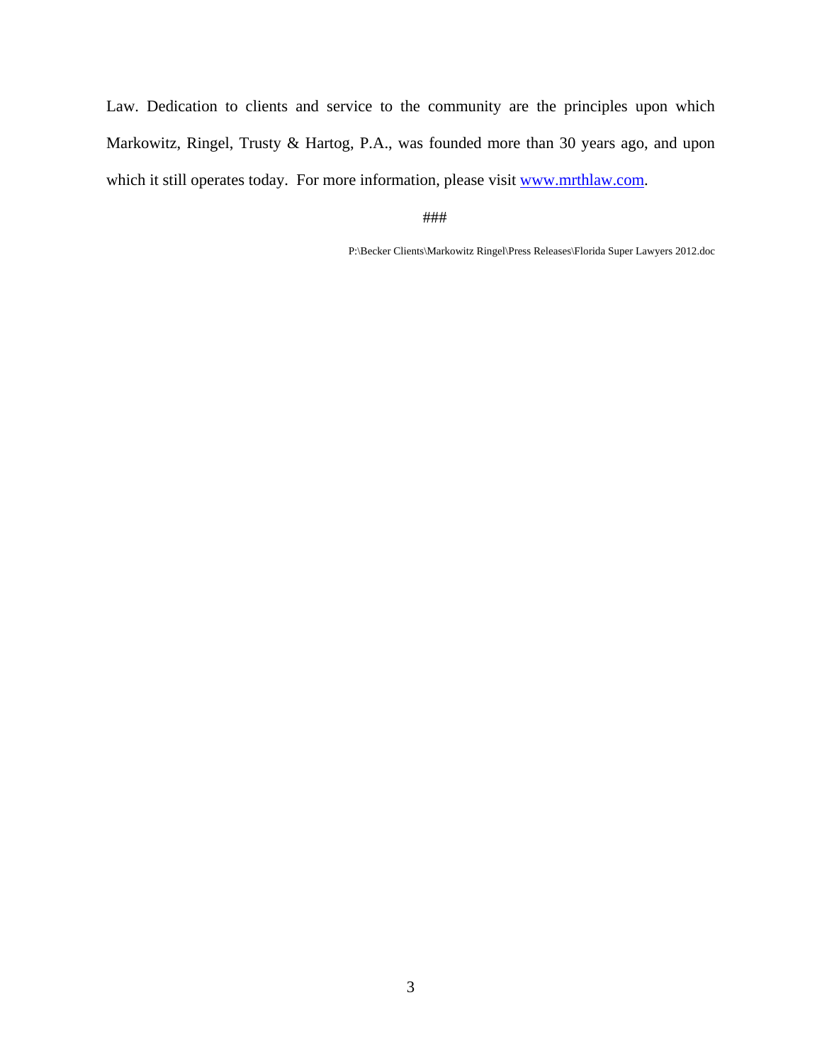Law. Dedication to clients and service to the community are the principles upon which Markowitz, Ringel, Trusty & Hartog, P.A., was founded more than 30 years ago, and upon which it still operates today. For more information, please visit [www.mrthlaw.com](http://www.mrthlaw.com).

###

P:\Becker Clients\Markowitz Ringel\Press Releases\Florida Super Lawyers 2012.doc